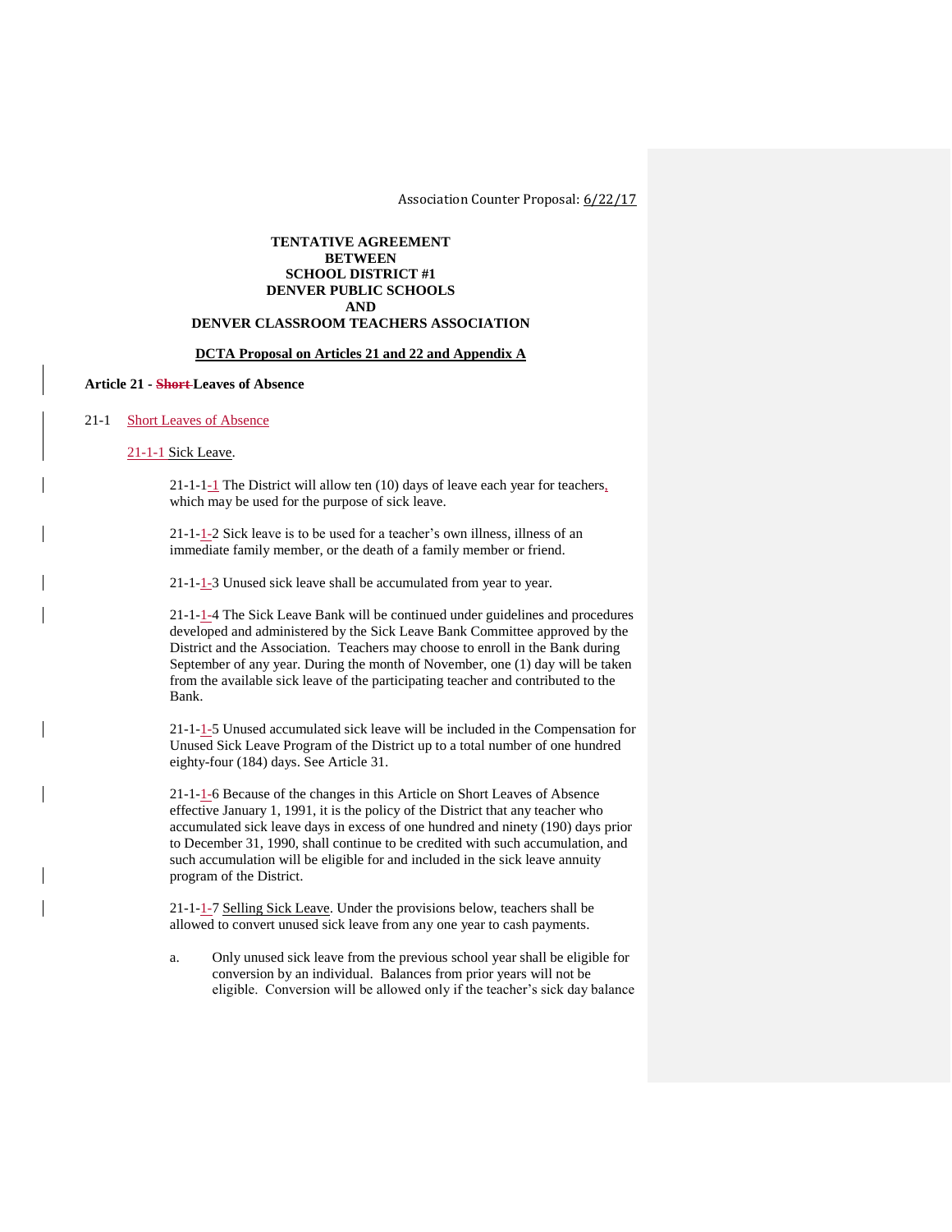Association Counter Proposal: 6/22/17

**TENTATIVE AGREEMENT**
**BETWEEN**
**SCHOOL DISTRICT #1**
**DENVER PUBLIC SCHOOLS**
**AND**
**DENVER CLASSROOM TEACHERS ASSOCIATION**

**DCTA Proposal on Articles 21 and 22 and Appendix A**

**Article 21 - ~~Short~~ Leaves of Absence**

21-1 Short Leaves of Absence

21-1-1 Sick Leave.

21-1-1-1 The District will allow ten (10) days of leave each year for teachers, which may be used for the purpose of sick leave.

21-1-1-2 Sick leave is to be used for a teacher's own illness, illness of an immediate family member, or the death of a family member or friend.

21-1-1-3 Unused sick leave shall be accumulated from year to year.

21-1-1-4 The Sick Leave Bank will be continued under guidelines and procedures developed and administered by the Sick Leave Bank Committee approved by the District and the Association. Teachers may choose to enroll in the Bank during September of any year. During the month of November, one (1) day will be taken from the available sick leave of the participating teacher and contributed to the Bank.

21-1-1-5 Unused accumulated sick leave will be included in the Compensation for Unused Sick Leave Program of the District up to a total number of one hundred eighty-four (184) days. See Article 31.

21-1-1-6 Because of the changes in this Article on Short Leaves of Absence effective January 1, 1991, it is the policy of the District that any teacher who accumulated sick leave days in excess of one hundred and ninety (190) days prior to December 31, 1990, shall continue to be credited with such accumulation, and such accumulation will be eligible for and included in the sick leave annuity program of the District.

21-1-1-7 Selling Sick Leave. Under the provisions below, teachers shall be allowed to convert unused sick leave from any one year to cash payments.

a. Only unused sick leave from the previous school year shall be eligible for conversion by an individual. Balances from prior years will not be eligible. Conversion will be allowed only if the teacher's sick day balance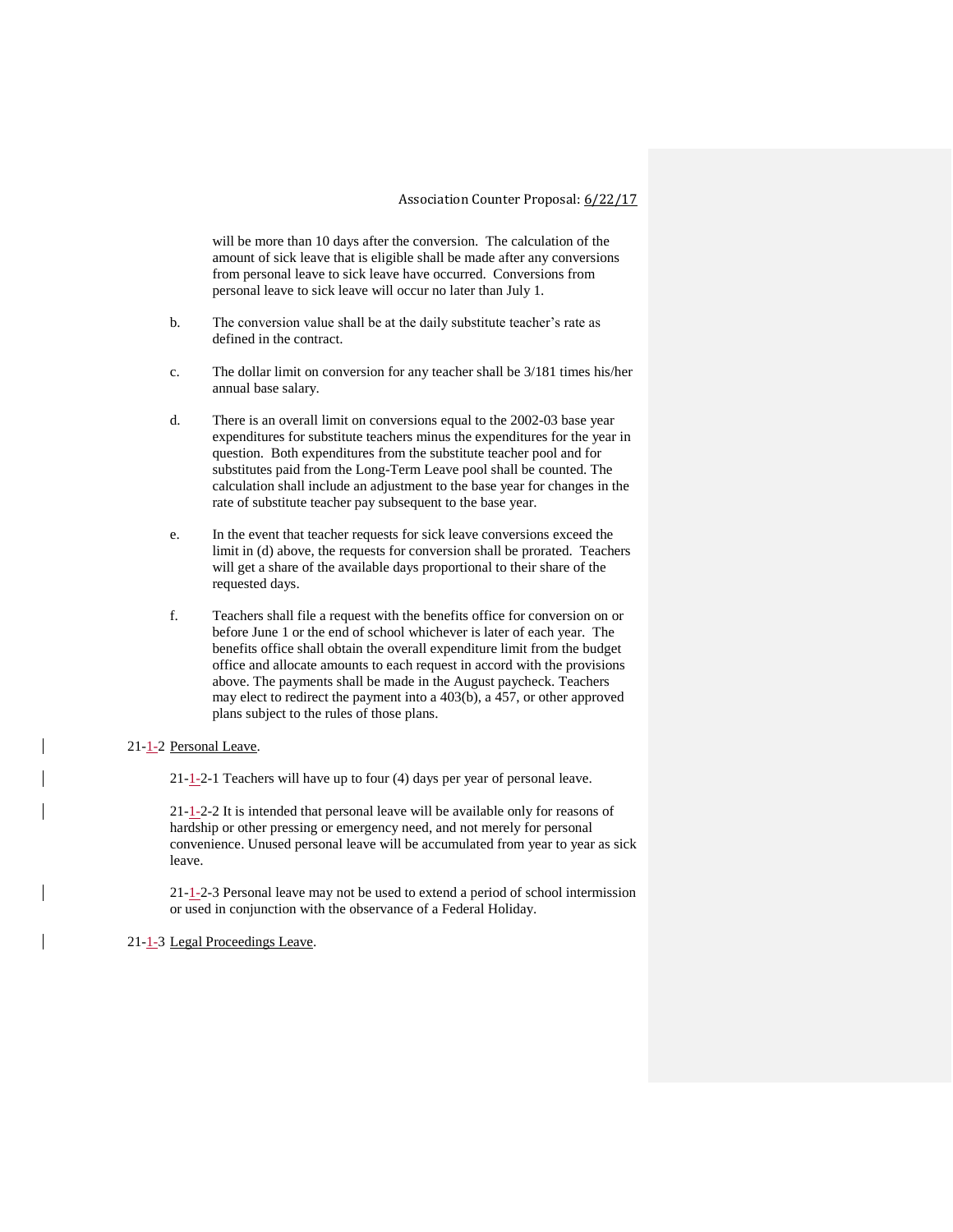will be more than 10 days after the conversion. The calculation of the amount of sick leave that is eligible shall be made after any conversions from personal leave to sick leave have occurred. Conversions from personal leave to sick leave will occur no later than July 1.

b. The conversion value shall be at the daily substitute teacher's rate as defined in the contract.

c. The dollar limit on conversion for any teacher shall be 3/181 times his/her annual base salary.

d. There is an overall limit on conversions equal to the 2002-03 base year expenditures for substitute teachers minus the expenditures for the year in question. Both expenditures from the substitute teacher pool and for substitutes paid from the Long-Term Leave pool shall be counted. The calculation shall include an adjustment to the base year for changes in the rate of substitute teacher pay subsequent to the base year.

e. In the event that teacher requests for sick leave conversions exceed the limit in (d) above, the requests for conversion shall be prorated. Teachers will get a share of the available days proportional to their share of the requested days.

f. Teachers shall file a request with the benefits office for conversion on or before June 1 or the end of school whichever is later of each year. The benefits office shall obtain the overall expenditure limit from the budget office and allocate amounts to each request in accord with the provisions above. The payments shall be made in the August paycheck. Teachers may elect to redirect the payment into a 403(b), a 457, or other approved plans subject to the rules of those plans.

21-1-2 Personal Leave.

21-1-2-1 Teachers will have up to four (4) days per year of personal leave.

21-1-2-2 It is intended that personal leave will be available only for reasons of hardship or other pressing or emergency need, and not merely for personal convenience. Unused personal leave will be accumulated from year to year as sick leave.

21-1-2-3 Personal leave may not be used to extend a period of school intermission or used in conjunction with the observance of a Federal Holiday.

21-1-3 Legal Proceedings Leave.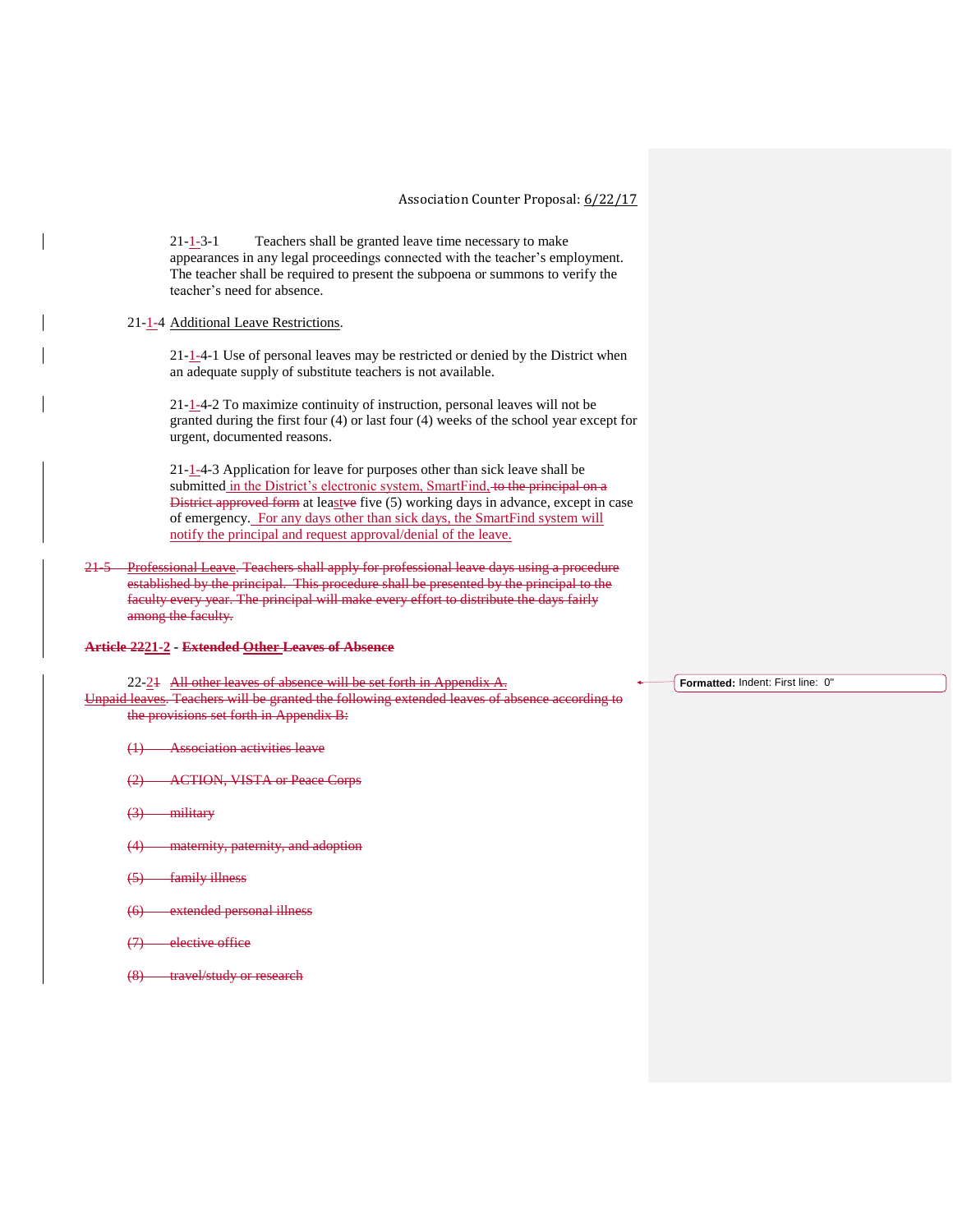21-1-3-1 Teachers shall be granted leave time necessary to make appearances in any legal proceedings connected with the teacher's employment. The teacher shall be required to present the subpoena or summons to verify the teacher's need for absence.

21-1-4 Additional Leave Restrictions.

21-1-4-1 Use of personal leaves may be restricted or denied by the District when an adequate supply of substitute teachers is not available.

21-1-4-2 To maximize continuity of instruction, personal leaves will not be granted during the first four (4) or last four (4) weeks of the school year except for urgent, documented reasons.

21-1-4-3 Application for leave for purposes other than sick leave shall be submitted in the District's electronic system, SmartFind, ~~to the principal on a District approved form~~ at least five (5) working days in advance, except in case of emergency. For any days other than sick days, the SmartFind system will notify the principal and request approval/denial of the leave.

~~21-5 Professional Leave. Teachers shall apply for professional leave days using a procedure established by the principal. This procedure shall be presented by the principal to the faculty every year. The principal will make every effort to distribute the days fairly among the faculty.~~

**Article ~~22~~21-2 - ~~Extended~~ Other Leaves of Absence**

22-~~2~~1 ~~All other leaves of absence will be set forth in Appendix A.~~

~~Unpaid leaves. Teachers will be granted the following extended leaves of absence according to the provisions set forth in Appendix B:~~

~~(1) Association activities leave~~

~~(2) ACTION, VISTA or Peace Corps~~

~~(3) military~~

~~(4) maternity, paternity, and adoption~~

~~(5) family illness~~

~~(6) extended personal illness~~

~~(7) elective office~~

~~(8) travel/study or research~~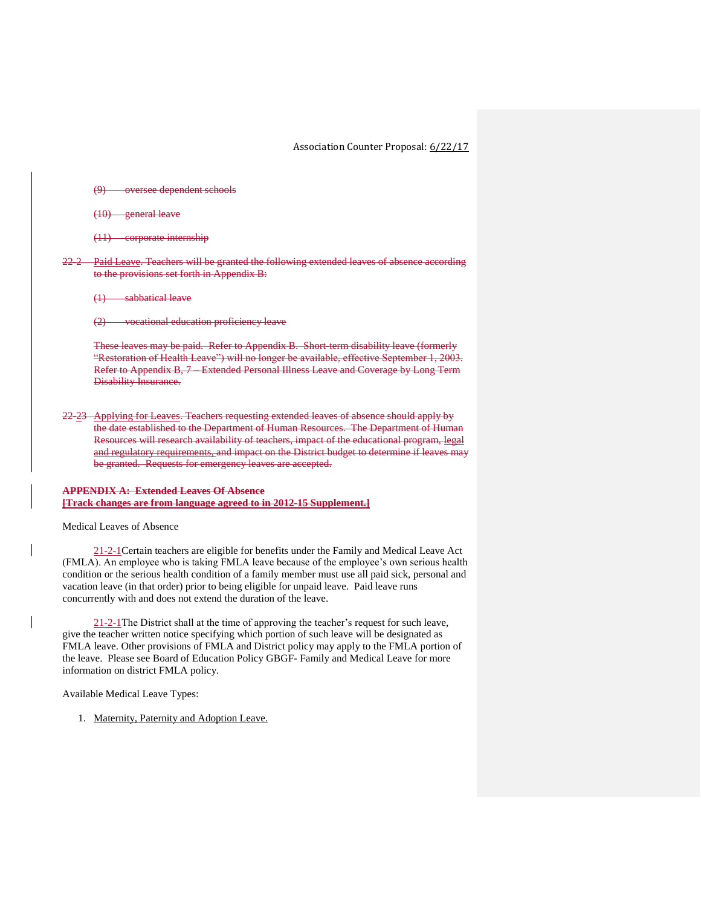Association Counter Proposal: 6/22/17

~~(9) oversee dependent schools~~

~~(10) general leave~~

~~(11) corporate internship~~

~~22-2 Paid Leave. Teachers will be granted the following extended leaves of absence according to the provisions set forth in Appendix B:~~

~~(1) sabbatical leave~~

~~(2) vocational education proficiency leave~~

~~These leaves may be paid. Refer to Appendix B. Short-term disability leave (formerly "Restoration of Health Leave") will no longer be available, effective September 1, 2003. Refer to Appendix B, 7 – Extended Personal Illness Leave and Coverage by Long Term Disability Insurance.~~

~~22-~~2~~3~~ ~~Applying for Leaves. Teachers requesting extended leaves of absence should apply by the date established to the Department of Human Resources. The Department of Human Resources will research availability of teachers, impact of the educational program, legal and regulatory requirements, and impact on the District budget to determine if leaves may be granted. Requests for emergency leaves are accepted.~~

~~**APPENDIX A: Extended Leaves Of Absence**~~
~~**[Track changes are from language agreed to in 2012-15 Supplement.]**~~

Medical Leaves of Absence

21-2-1Certain teachers are eligible for benefits under the Family and Medical Leave Act (FMLA). An employee who is taking FMLA leave because of the employee's own serious health condition or the serious health condition of a family member must use all paid sick, personal and vacation leave (in that order) prior to being eligible for unpaid leave. Paid leave runs concurrently with and does not extend the duration of the leave.

21-2-1The District shall at the time of approving the teacher's request for such leave, give the teacher written notice specifying which portion of such leave will be designated as FMLA leave. Other provisions of FMLA and District policy may apply to the FMLA portion of the leave. Please see Board of Education Policy GBGF- Family and Medical Leave for more information on district FMLA policy.

Available Medical Leave Types:

1. Maternity, Paternity and Adoption Leave.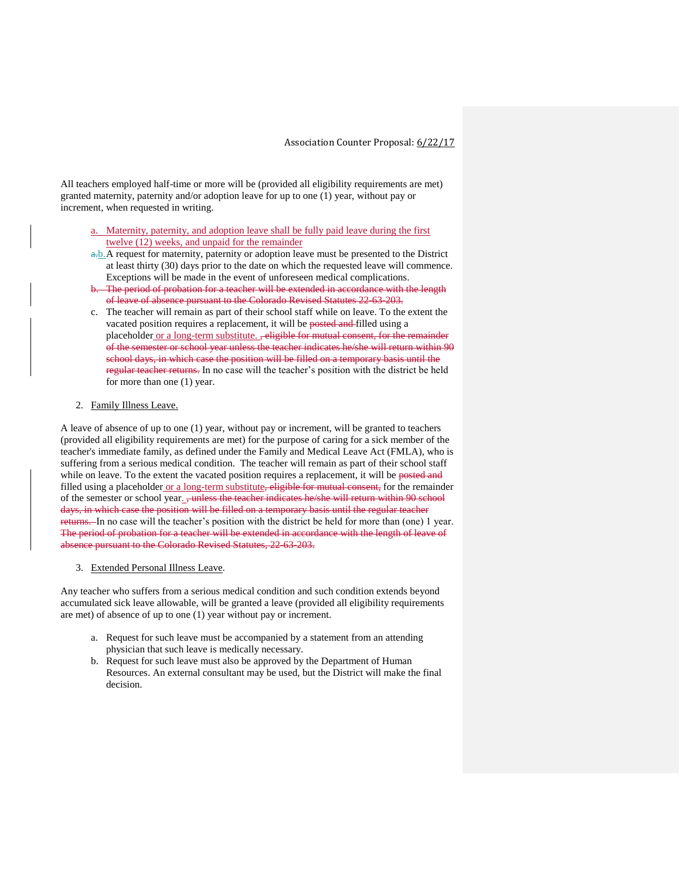All teachers employed half-time or more will be (provided all eligibility requirements are met) granted maternity, paternity and/or adoption leave for up to one (1) year, without pay or increment, when requested in writing.

a. Maternity, paternity, and adoption leave shall be fully paid leave during the first twelve (12) weeks, and unpaid for the remainder

~~a.~~b. A request for maternity, paternity or adoption leave must be presented to the District at least thirty (30) days prior to the date on which the requested leave will commence. Exceptions will be made in the event of unforeseen medical complications.

~~b. The period of probation for a teacher will be extended in accordance with the length of leave of absence pursuant to the Colorado Revised Statutes 22-63-203.~~

c. The teacher will remain as part of their school staff while on leave. To the extent the vacated position requires a replacement, it will be ~~posted and~~ filled using a placeholder or a long-term substitute. ~~, eligible for mutual consent, for the remainder of the semester or school year unless the teacher indicates he/she will return within 90 school days, in which case the position will be filled on a temporary basis until the regular teacher returns.~~ In no case will the teacher's position with the district be held for more than one (1) year.

2. Family Illness Leave.

A leave of absence of up to one (1) year, without pay or increment, will be granted to teachers (provided all eligibility requirements are met) for the purpose of caring for a sick member of the teacher's immediate family, as defined under the Family and Medical Leave Act (FMLA), who is suffering from a serious medical condition. The teacher will remain as part of their school staff while on leave. To the extent the vacated position requires a replacement, it will be ~~posted and~~ filled using a placeholder or a long-term substitute~~, eligible for mutual consent,~~ for the remainder of the semester or school year. ~~, unless the teacher indicates he/she will return within 90 school days, in which case the position will be filled on a temporary basis until the regular teacher returns.~~ In no case will the teacher's position with the district be held for more than (one) 1 year. ~~The period of probation for a teacher will be extended in accordance with the length of leave of absence pursuant to the Colorado Revised Statutes, 22-63-203.~~

3. Extended Personal Illness Leave.

Any teacher who suffers from a serious medical condition and such condition extends beyond accumulated sick leave allowable, will be granted a leave (provided all eligibility requirements are met) of absence of up to one (1) year without pay or increment.

a. Request for such leave must be accompanied by a statement from an attending physician that such leave is medically necessary.

b. Request for such leave must also be approved by the Department of Human Resources. An external consultant may be used, but the District will make the final decision.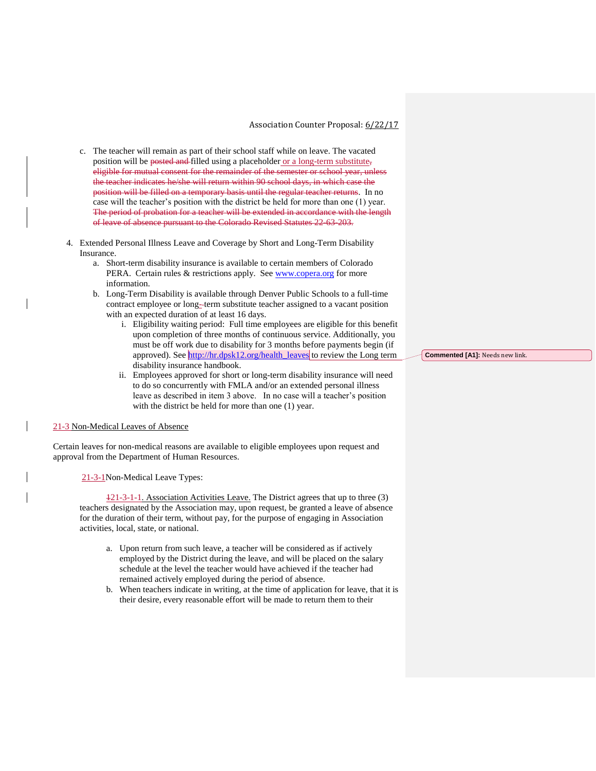c. The teacher will remain as part of their school staff while on leave. The vacated position will be ~~posted and~~ filled using a placeholder or a long-term substitute~~, eligible for mutual consent for the remainder of the semester or school year, unless the teacher indicates he/she will return within 90 school days, in which case the position will be filled on a temporary basis until the regular teacher returns~~. In no case will the teacher's position with the district be held for more than one (1) year. ~~The period of probation for a teacher will be extended in accordance with the length of leave of absence pursuant to the Colorado Revised Statutes 22-63-203.~~

4. Extended Personal Illness Leave and Coverage by Short and Long-Term Disability Insurance.
   a. Short-term disability insurance is available to certain members of Colorado PERA. Certain rules & restrictions apply. See www.copera.org for more information.
   b. Long-Term Disability is available through Denver Public Schools to a full-time contract employee or long-term substitute teacher assigned to a vacant position with an expected duration of at least 16 days.
      i. Eligibility waiting period: Full time employees are eligible for this benefit upon completion of three months of continuous service. Additionally, you must be off work due to disability for 3 months before payments begin (if approved). See http://hr.dpsk12.org/health_leaves to review the Long term disability insurance handbook.
      ii. Employees approved for short or long-term disability insurance will need to do so concurrently with FMLA and/or an extended personal illness leave as described in item 3 above. In no case will a teacher's position with the district be held for more than one (1) year.

**Commented [A1]:** Needs new link.

21-3 Non-Medical Leaves of Absence

Certain leaves for non-medical reasons are available to eligible employees upon request and approval from the Department of Human Resources.

21-3-1 Non-Medical Leave Types:

~~1~~21-3-1-1. Association Activities Leave. The District agrees that up to three (3) teachers designated by the Association may, upon request, be granted a leave of absence for the duration of their term, without pay, for the purpose of engaging in Association activities, local, state, or national.

a. Upon return from such leave, a teacher will be considered as if actively employed by the District during the leave, and will be placed on the salary schedule at the level the teacher would have achieved if the teacher had remained actively employed during the period of absence.
b. When teachers indicate in writing, at the time of application for leave, that it is their desire, every reasonable effort will be made to return them to their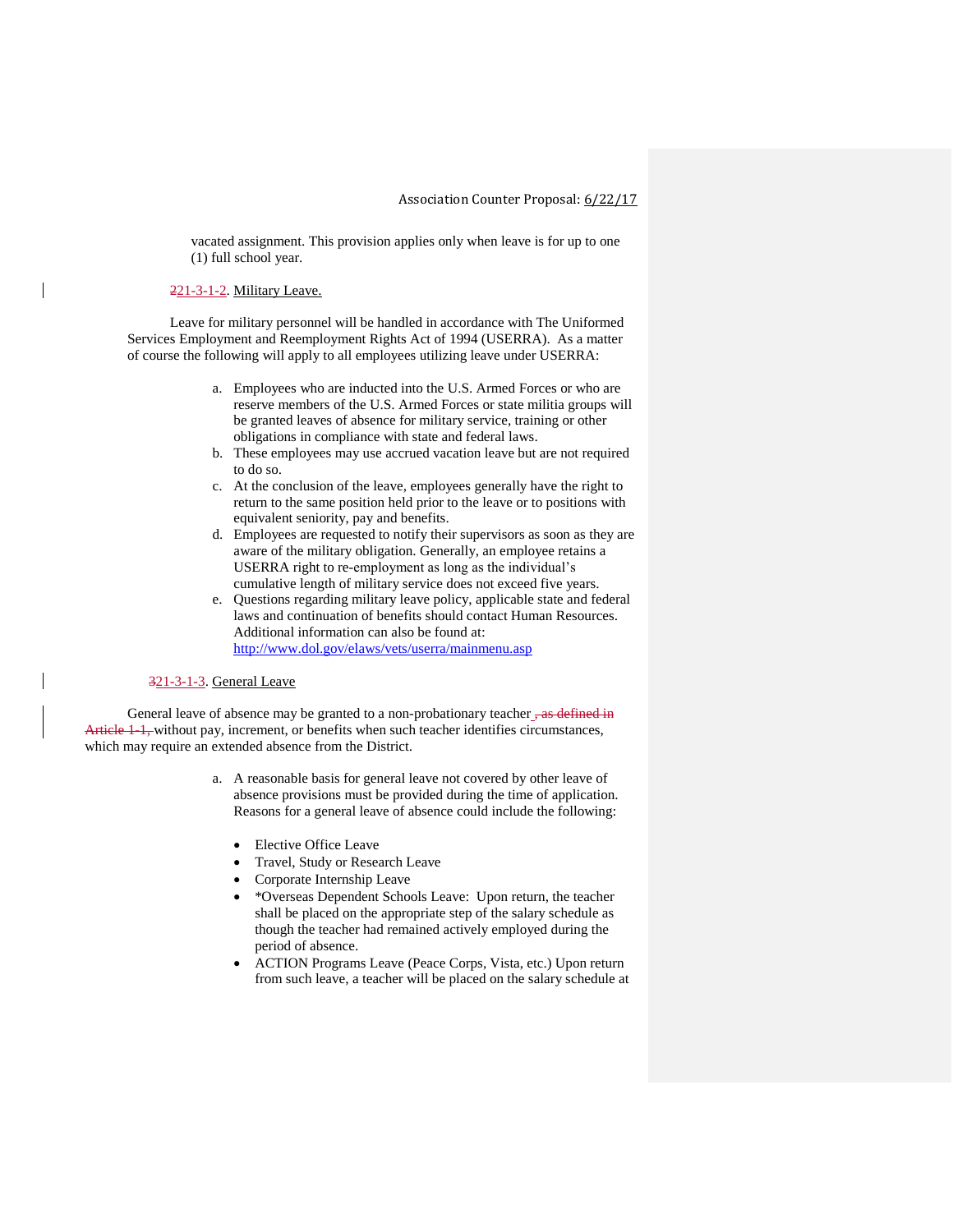vacated assignment. This provision applies only when leave is for up to one (1) full school year.

221-3-1-2. Military Leave.

Leave for military personnel will be handled in accordance with The Uniformed Services Employment and Reemployment Rights Act of 1994 (USERRA). As a matter of course the following will apply to all employees utilizing leave under USERRA:

a. Employees who are inducted into the U.S. Armed Forces or who are reserve members of the U.S. Armed Forces or state militia groups will be granted leaves of absence for military service, training or other obligations in compliance with state and federal laws.
b. These employees may use accrued vacation leave but are not required to do so.
c. At the conclusion of the leave, employees generally have the right to return to the same position held prior to the leave or to positions with equivalent seniority, pay and benefits.
d. Employees are requested to notify their supervisors as soon as they are aware of the military obligation. Generally, an employee retains a USERRA right to re-employment as long as the individual's cumulative length of military service does not exceed five years.
e. Questions regarding military leave policy, applicable state and federal laws and continuation of benefits should contact Human Resources. Additional information can also be found at: http://www.dol.gov/elaws/vets/userra/mainmenu.asp

321-3-1-3. General Leave

General leave of absence may be granted to a non-probationary teacher~~, as defined in Article 1-1,~~ without pay, increment, or benefits when such teacher identifies circumstances, which may require an extended absence from the District.

a. A reasonable basis for general leave not covered by other leave of absence provisions must be provided during the time of application. Reasons for a general leave of absence could include the following:

- Elective Office Leave
- Travel, Study or Research Leave
- Corporate Internship Leave
- *Overseas Dependent Schools Leave: Upon return, the teacher shall be placed on the appropriate step of the salary schedule as though the teacher had remained actively employed during the period of absence.
- ACTION Programs Leave (Peace Corps, Vista, etc.) Upon return from such leave, a teacher will be placed on the salary schedule at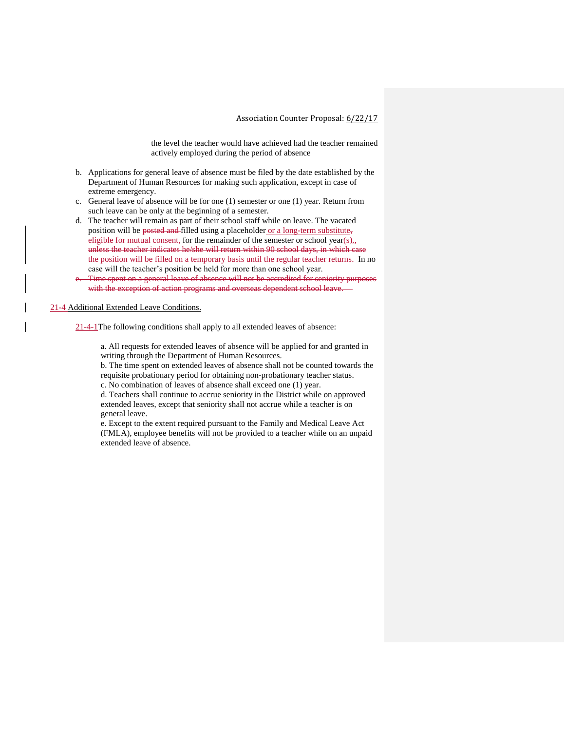the level the teacher would have achieved had the teacher remained actively employed during the period of absence

b. Applications for general leave of absence must be filed by the date established by the Department of Human Resources for making such application, except in case of extreme emergency.

c. General leave of absence will be for one (1) semester or one (1) year. Return from such leave can be only at the beginning of a semester.

d. The teacher will remain as part of their school staff while on leave. The vacated position will be ~~posted and~~ filled using a placeholder or a long-term substitute~~, eligible for mutual consent,~~ for the remainder of the semester or school year~~(s)~~.~~, unless the teacher indicates he/she will return within 90 school days, in which case the position will be filled on a temporary basis until the regular teacher returns.~~ In no case will the teacher's position be held for more than one school year.

~~e. Time spent on a general leave of absence will not be accredited for seniority purposes with the exception of action programs and overseas dependent school leave.~~

21-4 Additional Extended Leave Conditions.

21-4-1 The following conditions shall apply to all extended leaves of absence:

a. All requests for extended leaves of absence will be applied for and granted in writing through the Department of Human Resources.
b. The time spent on extended leaves of absence shall not be counted towards the requisite probationary period for obtaining non-probationary teacher status.
c. No combination of leaves of absence shall exceed one (1) year.
d. Teachers shall continue to accrue seniority in the District while on approved extended leaves, except that seniority shall not accrue while a teacher is on general leave.
e. Except to the extent required pursuant to the Family and Medical Leave Act (FMLA), employee benefits will not be provided to a teacher while on an unpaid extended leave of absence.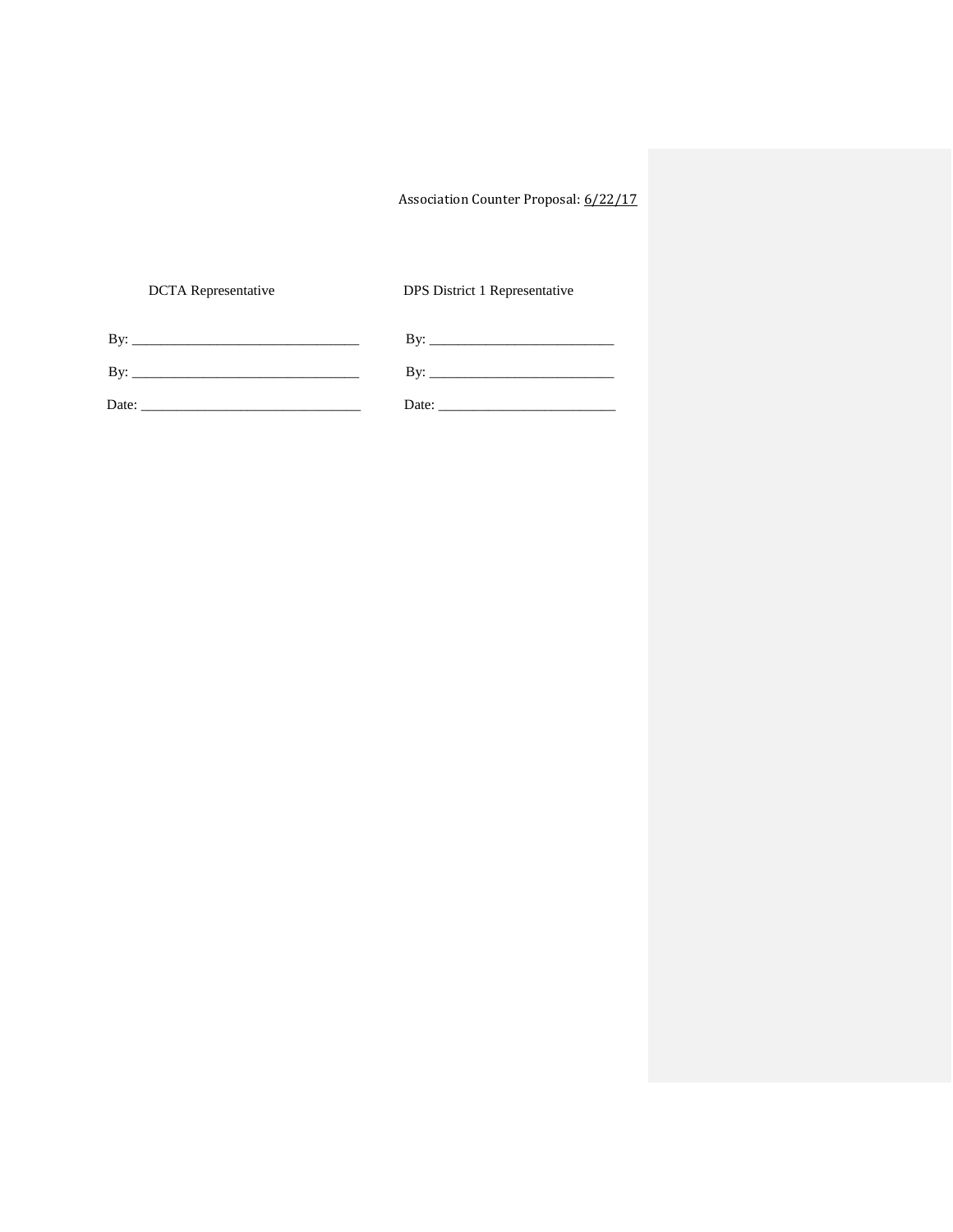Association Counter Proposal: 6/22/17

| DCTA Representative | DPS District 1 Representative |
|---|---|
| By: ________________________________ | By: __________________________ |
| By: ________________________________ | By: __________________________ |
| Date: _______________________________ | Date: _________________________ |